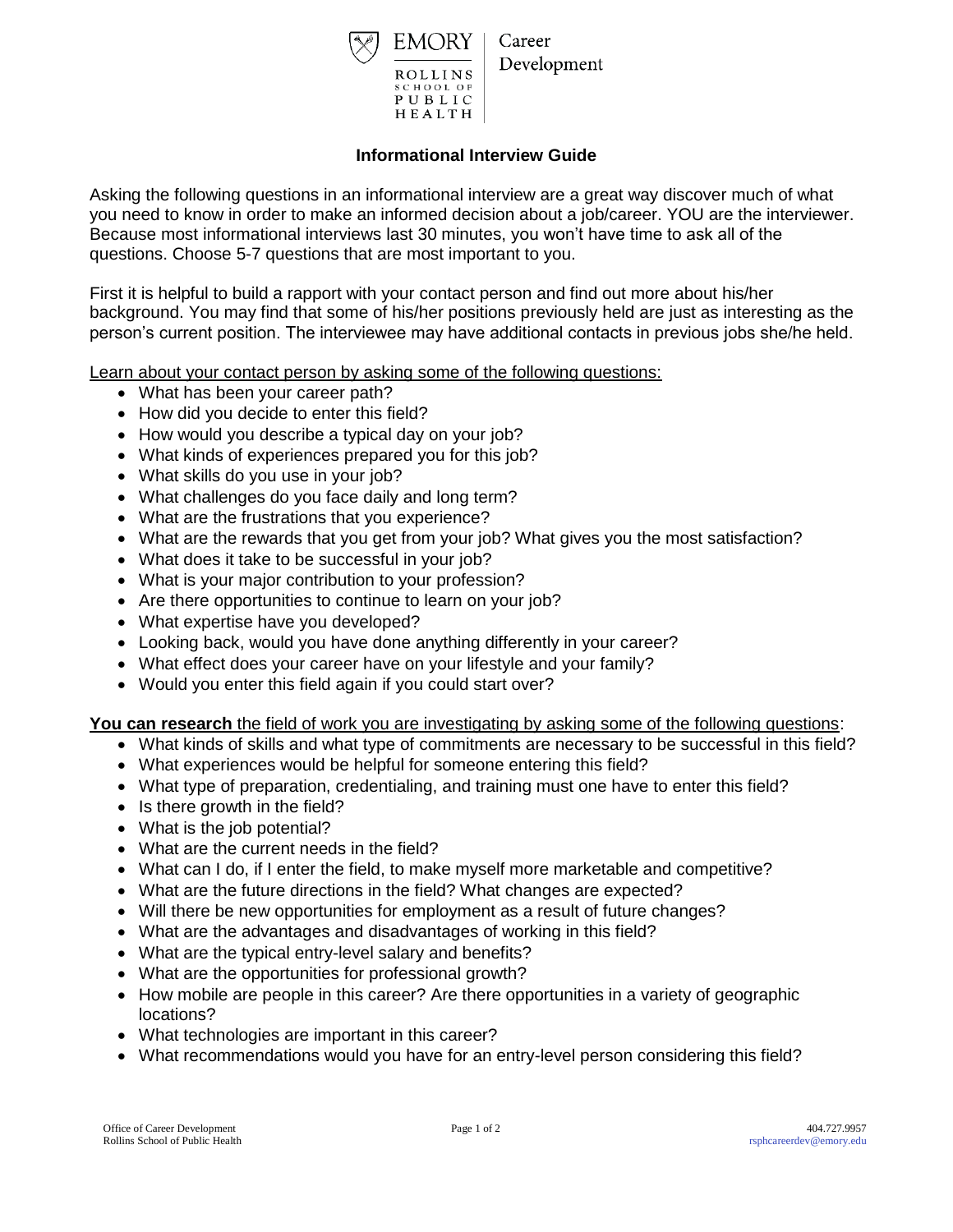EMORY | Career Development

ROLLINS SCHOOL OF PUBLIC HEALTH

## Informational Interview Guide

Asking the following questions in an informational interview are a great way discover much of what you need to know in order to make an informed decision about a job/career. YOU are the interviewer. Because most informational interviews last 30 minutes, you won't have time to ask all of the questions. Choose 5-7 questions that are most important to you.

First it is helpful to build a rapport with your contact person and find out more about his/her background. You may find that some of his/her positions previously held are just as interesting as the person's current position. The interviewee may have additional contacts in previous jobs she/he held.

Learn about your contact person by asking some of the following questions:

- What has been your career path?
- How did you decide to enter this field?
- How would you describe a typical day on your job?
- What kinds of experiences prepared you for this job?
- What skills do you use in your job?
- What challenges do you face daily and long term?
- What are the frustrations that you experience?
- What are the rewards that you get from your job? What gives you the most satisfaction?
- What does it take to be successful in your job?
- What is your major contribution to your profession?
- Are there opportunities to continue to learn on your job?
- What expertise have you developed?
- Looking back, would you have done anything differently in your career?
- What effect does your career have on your lifestyle and your family?
- Would you enter this field again if you could start over?

**You can research** the field of work you are investigating by asking some of the following questions:

- What kinds of skills and what type of commitments are necessary to be successful in this field?
- What experiences would be helpful for someone entering this field?
- What type of preparation, credentialing, and training must one have to enter this field?
- Is there growth in the field?
- What is the job potential?
- What are the current needs in the field?
- What can I do, if I enter the field, to make myself more marketable and competitive?
- What are the future directions in the field? What changes are expected?
- Will there be new opportunities for employment as a result of future changes?
- What are the advantages and disadvantages of working in this field?
- What are the typical entry-level salary and benefits?
- What are the opportunities for professional growth?
- How mobile are people in this career? Are there opportunities in a variety of geographic locations?
- What technologies are important in this career?
- What recommendations would you have for an entry-level person considering this field?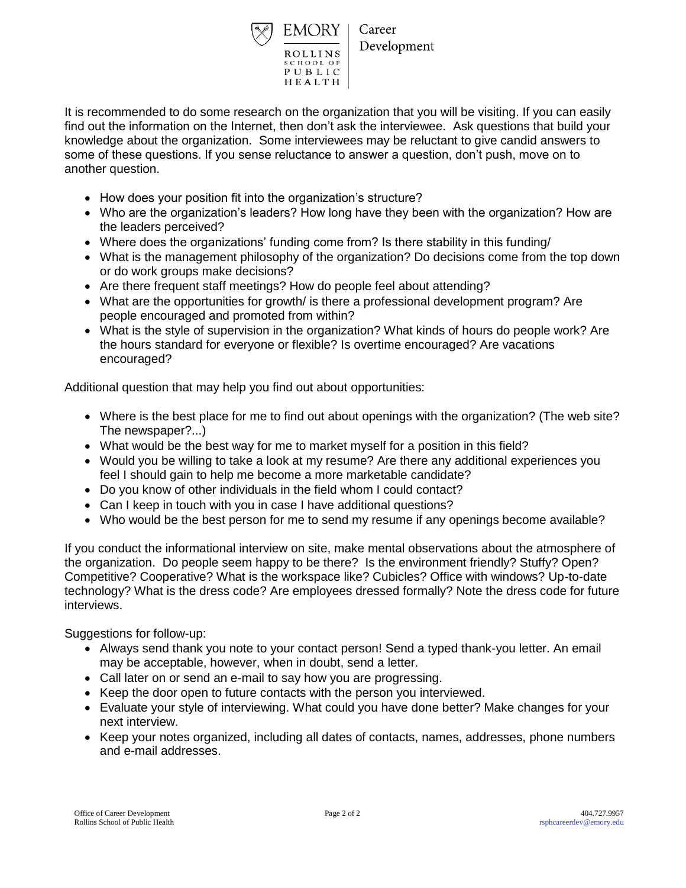It is recommended to do some research on the organization that you will be visiting. If you can easily find out the information on the Internet, then don't ask the interviewee. Ask questions that build your knowledge about the organization. Some interviewees may be reluctant to give candid answers to some of these questions. If you sense reluctance to answer a question, don't push, move on to another question.

- How does your position fit into the organization's structure?
- Who are the organization's leaders? How long have they been with the organization? How are the leaders perceived?
- Where does the organizations' funding come from? Is there stability in this funding/
- What is the management philosophy of the organization? Do decisions come from the top down or do work groups make decisions?
- Are there frequent staff meetings? How do people feel about attending?
- What are the opportunities for growth/ is there a professional development program? Are people encouraged and promoted from within?
- What is the style of supervision in the organization? What kinds of hours do people work? Are the hours standard for everyone or flexible? Is overtime encouraged? Are vacations encouraged?

Additional question that may help you find out about opportunities:

- Where is the best place for me to find out about openings with the organization? (The web site? The newspaper?...)
- What would be the best way for me to market myself for a position in this field?
- Would you be willing to take a look at my resume? Are there any additional experiences you feel I should gain to help me become a more marketable candidate?
- Do you know of other individuals in the field whom I could contact?
- Can I keep in touch with you in case I have additional questions?
- Who would be the best person for me to send my resume if any openings become available?

If you conduct the informational interview on site, make mental observations about the atmosphere of the organization. Do people seem happy to be there? Is the environment friendly? Stuffy? Open? Competitive? Cooperative? What is the workspace like? Cubicles? Office with windows? Up-to-date technology? What is the dress code? Are employees dressed formally? Note the dress code for future interviews.

Suggestions for follow-up:

- Always send thank you note to your contact person! Send a typed thank-you letter. An email may be acceptable, however, when in doubt, send a letter.
- Call later on or send an e-mail to say how you are progressing.
- Keep the door open to future contacts with the person you interviewed.
- Evaluate your style of interviewing. What could you have done better? Make changes for your next interview.
- Keep your notes organized, including all dates of contacts, names, addresses, phone numbers and e-mail addresses.